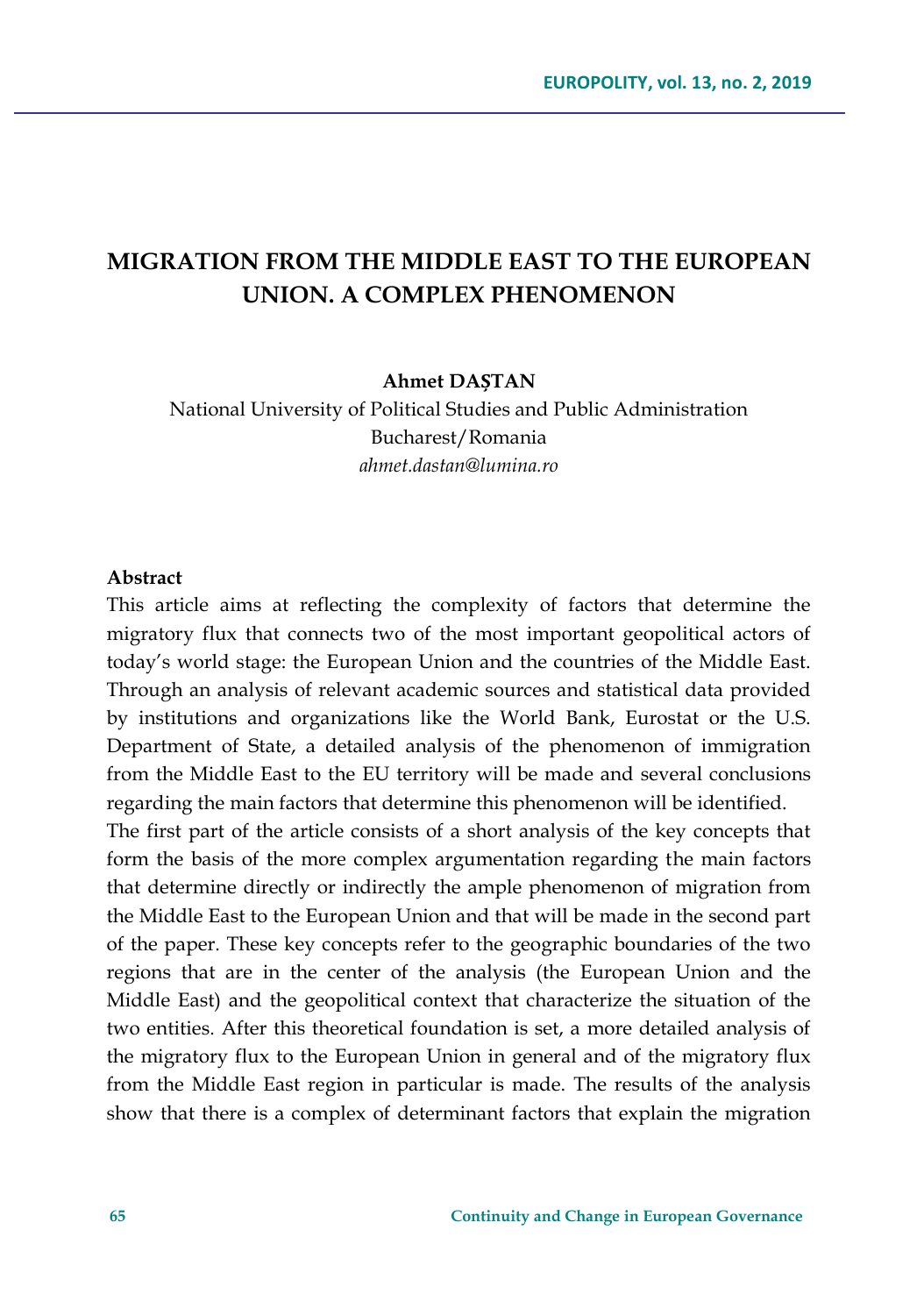# MIGRATION FROM THE MIDDLE EAST TO THE EUROPEAN UNION. A COMPLEX PHENOMENON

**Ahmet DAȘTAN**

National University of Political Studies and Public Administration
Bucharest/Romania
*ahmet.dastan@lumina.ro*

**Abstract**

This article aims at reflecting the complexity of factors that determine the migratory flux that connects two of the most important geopolitical actors of today's world stage: the European Union and the countries of the Middle East. Through an analysis of relevant academic sources and statistical data provided by institutions and organizations like the World Bank, Eurostat or the U.S. Department of State, a detailed analysis of the phenomenon of immigration from the Middle East to the EU territory will be made and several conclusions regarding the main factors that determine this phenomenon will be identified.

The first part of the article consists of a short analysis of the key concepts that form the basis of the more complex argumentation regarding the main factors that determine directly or indirectly the ample phenomenon of migration from the Middle East to the European Union and that will be made in the second part of the paper. These key concepts refer to the geographic boundaries of the two regions that are in the center of the analysis (the European Union and the Middle East) and the geopolitical context that characterize the situation of the two entities. After this theoretical foundation is set, a more detailed analysis of the migratory flux to the European Union in general and of the migratory flux from the Middle East region in particular is made. The results of the analysis show that there is a complex of determinant factors that explain the migration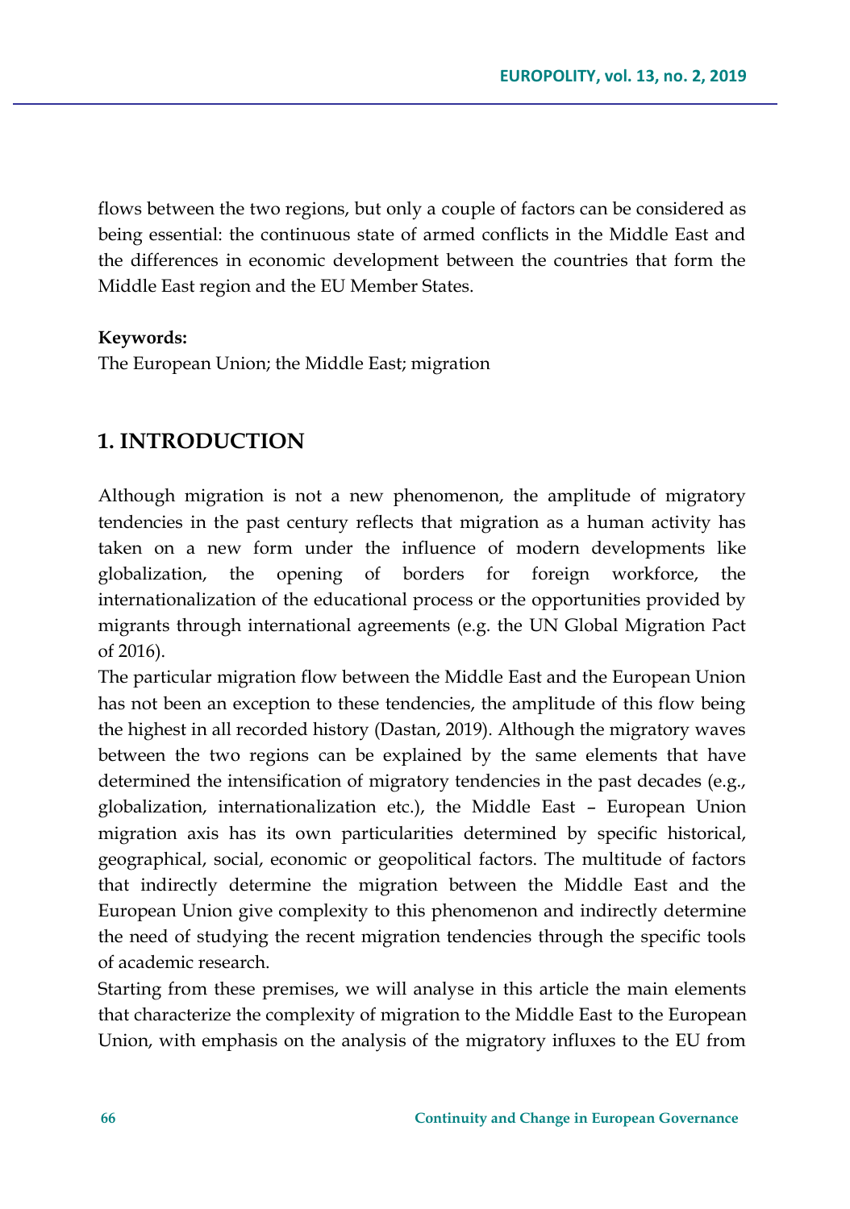flows between the two regions, but only a couple of factors can be considered as being essential: the continuous state of armed conflicts in the Middle East and the differences in economic development between the countries that form the Middle East region and the EU Member States.

**Keywords:**
The European Union; the Middle East; migration

## 1. INTRODUCTION

Although migration is not a new phenomenon, the amplitude of migratory tendencies in the past century reflects that migration as a human activity has taken on a new form under the influence of modern developments like globalization, the opening of borders for foreign workforce, the internationalization of the educational process or the opportunities provided by migrants through international agreements (e.g. the UN Global Migration Pact of 2016).

The particular migration flow between the Middle East and the European Union has not been an exception to these tendencies, the amplitude of this flow being the highest in all recorded history (Dastan, 2019). Although the migratory waves between the two regions can be explained by the same elements that have determined the intensification of migratory tendencies in the past decades (e.g., globalization, internationalization etc.), the Middle East – European Union migration axis has its own particularities determined by specific historical, geographical, social, economic or geopolitical factors. The multitude of factors that indirectly determine the migration between the Middle East and the European Union give complexity to this phenomenon and indirectly determine the need of studying the recent migration tendencies through the specific tools of academic research.

Starting from these premises, we will analyse in this article the main elements that characterize the complexity of migration to the Middle East to the European Union, with emphasis on the analysis of the migratory influxes to the EU from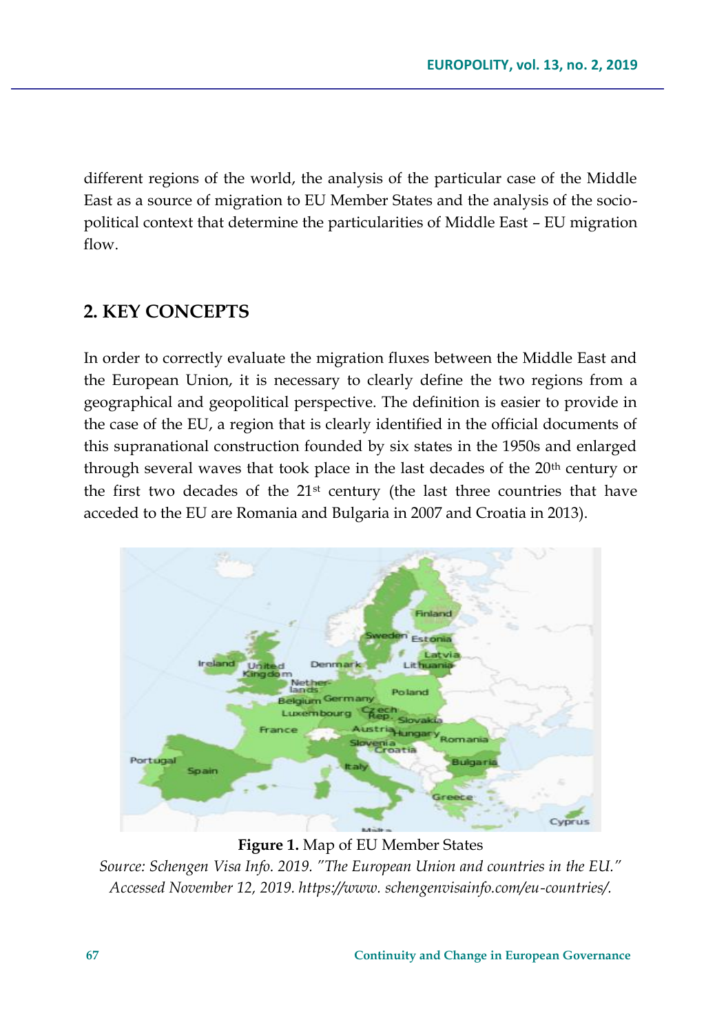different regions of the world, the analysis of the particular case of the Middle East as a source of migration to EU Member States and the analysis of the socio-political context that determine the particularities of Middle East – EU migration flow.

## 2. KEY CONCEPTS

In order to correctly evaluate the migration fluxes between the Middle East and the European Union, it is necessary to clearly define the two regions from a geographical and geopolitical perspective. The definition is easier to provide in the case of the EU, a region that is clearly identified in the official documents of this supranational construction founded by six states in the 1950s and enlarged through several waves that took place in the last decades of the 20th century or the first two decades of the 21st century (the last three countries that have acceded to the EU are Romania and Bulgaria in 2007 and Croatia in 2013).

**Figure 1.** Map of EU Member States

*Source: Schengen Visa Info. 2019. "The European Union and countries in the EU." Accessed November 12, 2019. https://www. schengenvisainfo.com/eu-countries/.*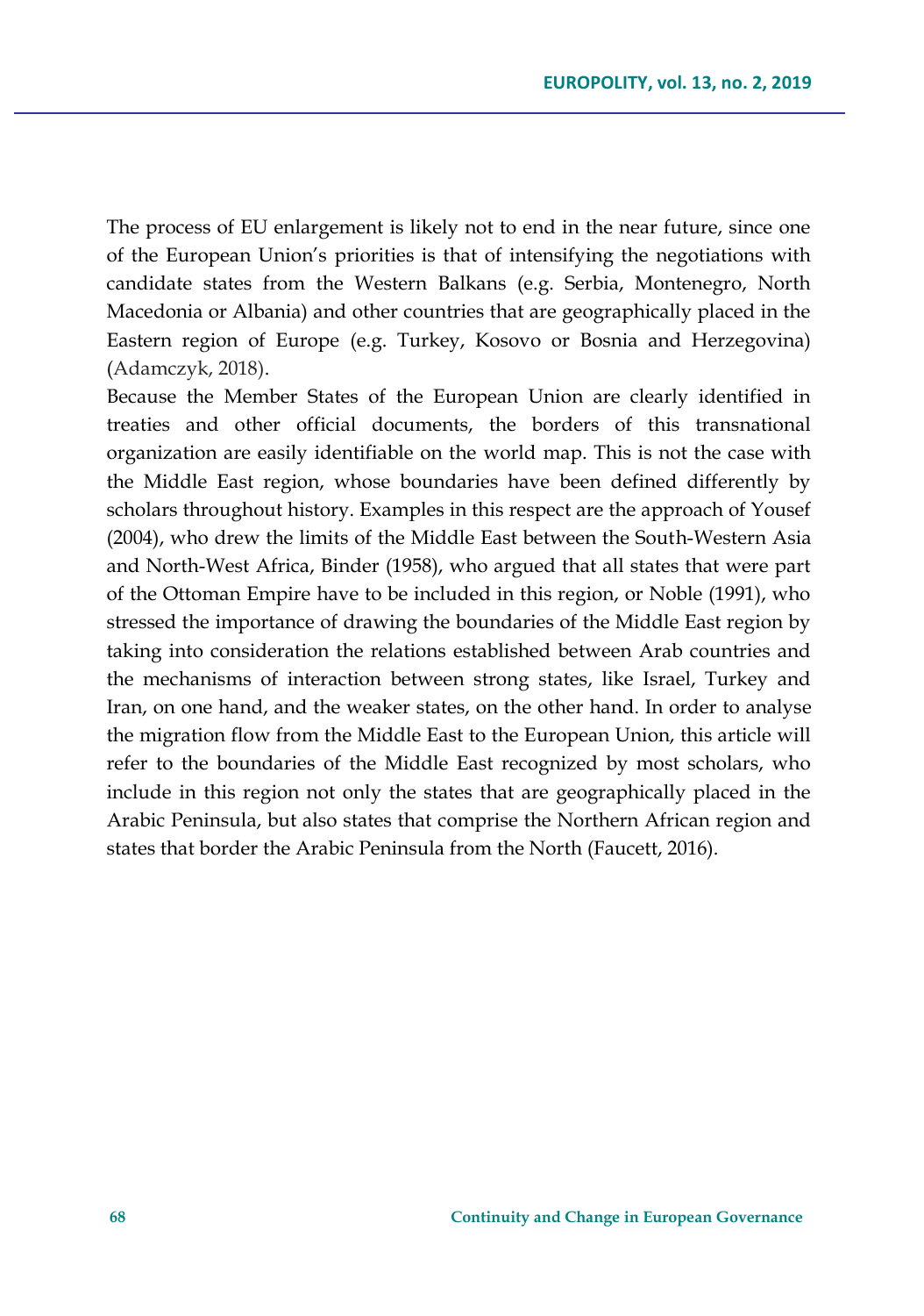The process of EU enlargement is likely not to end in the near future, since one of the European Union's priorities is that of intensifying the negotiations with candidate states from the Western Balkans (e.g. Serbia, Montenegro, North Macedonia or Albania) and other countries that are geographically placed in the Eastern region of Europe (e.g. Turkey, Kosovo or Bosnia and Herzegovina) (Adamczyk, 2018).

Because the Member States of the European Union are clearly identified in treaties and other official documents, the borders of this transnational organization are easily identifiable on the world map. This is not the case with the Middle East region, whose boundaries have been defined differently by scholars throughout history. Examples in this respect are the approach of Yousef (2004), who drew the limits of the Middle East between the South-Western Asia and North-West Africa, Binder (1958), who argued that all states that were part of the Ottoman Empire have to be included in this region, or Noble (1991), who stressed the importance of drawing the boundaries of the Middle East region by taking into consideration the relations established between Arab countries and the mechanisms of interaction between strong states, like Israel, Turkey and Iran, on one hand, and the weaker states, on the other hand. In order to analyse the migration flow from the Middle East to the European Union, this article will refer to the boundaries of the Middle East recognized by most scholars, who include in this region not only the states that are geographically placed in the Arabic Peninsula, but also states that comprise the Northern African region and states that border the Arabic Peninsula from the North (Faucett, 2016).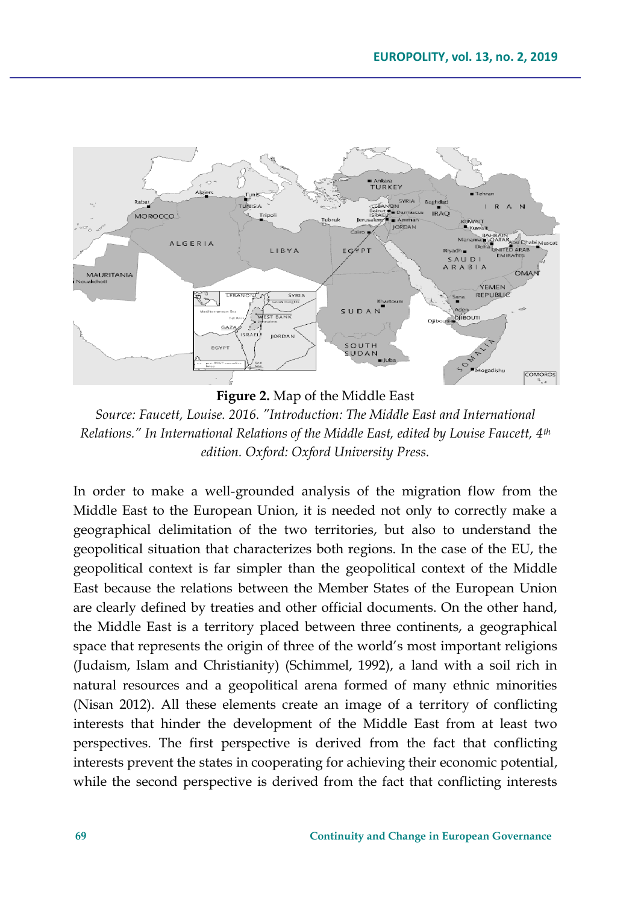**Figure 2.** Map of the Middle East

*Source: Faucett, Louise. 2016. "Introduction: The Middle East and International Relations." In International Relations of the Middle East, edited by Louise Faucett, 4th edition. Oxford: Oxford University Press.*

In order to make a well-grounded analysis of the migration flow from the Middle East to the European Union, it is needed not only to correctly make a geographical delimitation of the two territories, but also to understand the geopolitical situation that characterizes both regions. In the case of the EU, the geopolitical context is far simpler than the geopolitical context of the Middle East because the relations between the Member States of the European Union are clearly defined by treaties and other official documents. On the other hand, the Middle East is a territory placed between three continents, a geographical space that represents the origin of three of the world's most important religions (Judaism, Islam and Christianity) (Schimmel, 1992), a land with a soil rich in natural resources and a geopolitical arena formed of many ethnic minorities (Nisan 2012). All these elements create an image of a territory of conflicting interests that hinder the development of the Middle East from at least two perspectives. The first perspective is derived from the fact that conflicting interests prevent the states in cooperating for achieving their economic potential, while the second perspective is derived from the fact that conflicting interests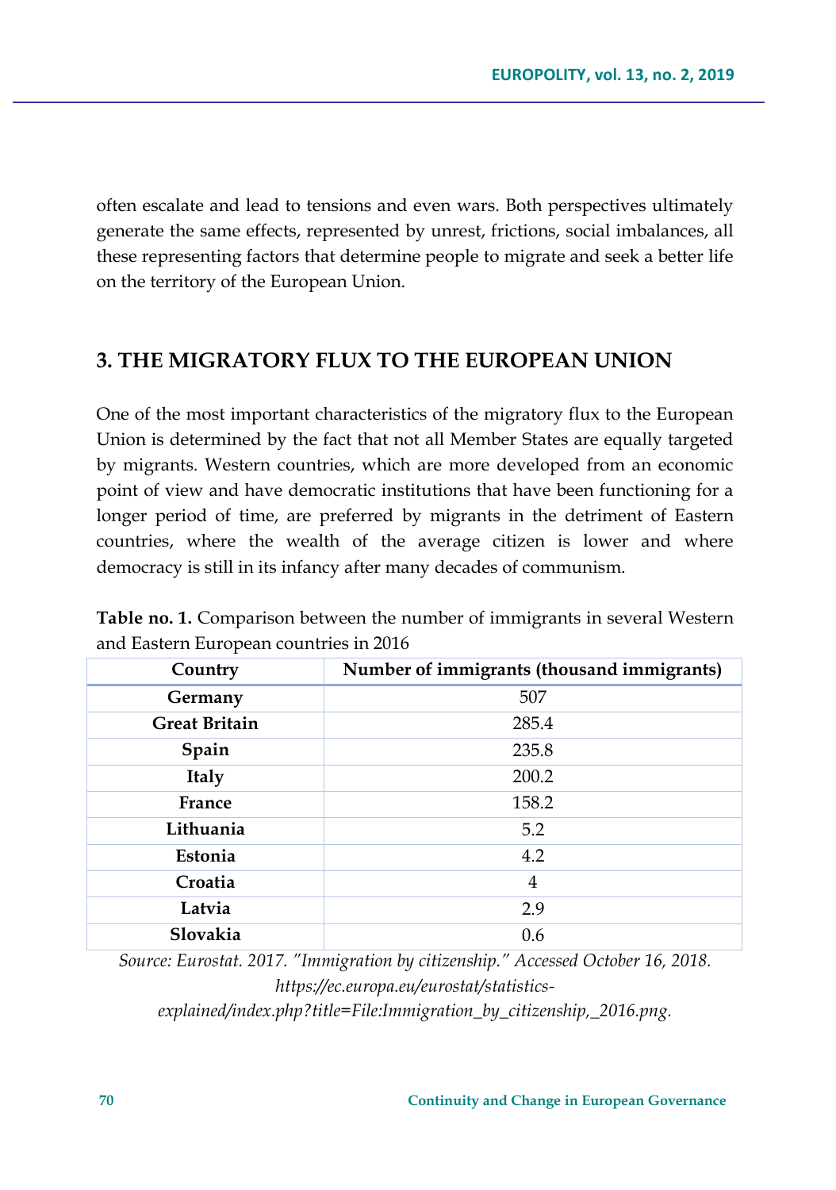often escalate and lead to tensions and even wars. Both perspectives ultimately generate the same effects, represented by unrest, frictions, social imbalances, all these representing factors that determine people to migrate and seek a better life on the territory of the European Union.

## 3. THE MIGRATORY FLUX TO THE EUROPEAN UNION

One of the most important characteristics of the migratory flux to the European Union is determined by the fact that not all Member States are equally targeted by migrants. Western countries, which are more developed from an economic point of view and have democratic institutions that have been functioning for a longer period of time, are preferred by migrants in the detriment of Eastern countries, where the wealth of the average citizen is lower and where democracy is still in its infancy after many decades of communism.

**Table no. 1.** Comparison between the number of immigrants in several Western and Eastern European countries in 2016

| Country | Number of immigrants (thousand immigrants) |
|---|---|
| **Germany** | 507 |
| **Great Britain** | 285.4 |
| **Spain** | 235.8 |
| **Italy** | 200.2 |
| **France** | 158.2 |
| **Lithuania** | 5.2 |
| **Estonia** | 4.2 |
| **Croatia** | 4 |
| **Latvia** | 2.9 |
| **Slovakia** | 0.6 |

*Source: Eurostat. 2017. "Immigration by citizenship." Accessed October 16, 2018. https://ec.europa.eu/eurostat/statistics-explained/index.php?title=File:Immigration_by_citizenship,_2016.png.*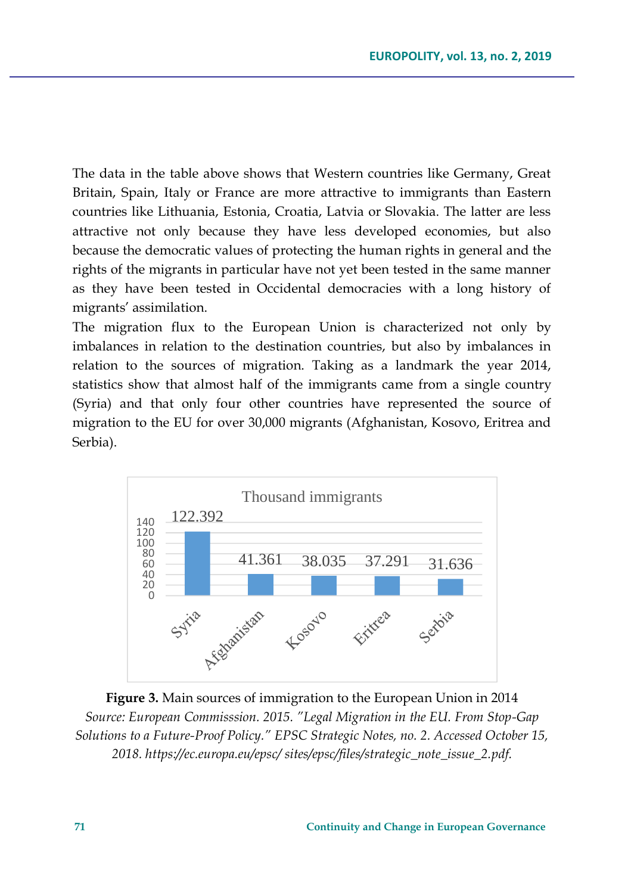The data in the table above shows that Western countries like Germany, Great Britain, Spain, Italy or France are more attractive to immigrants than Eastern countries like Lithuania, Estonia, Croatia, Latvia or Slovakia. The latter are less attractive not only because they have less developed economies, but also because the democratic values of protecting the human rights in general and the rights of the migrants in particular have not yet been tested in the same manner as they have been tested in Occidental democracies with a long history of migrants' assimilation.

The migration flux to the European Union is characterized not only by imbalances in relation to the destination countries, but also by imbalances in relation to the sources of migration. Taking as a landmark the year 2014, statistics show that almost half of the immigrants came from a single country (Syria) and that only four other countries have represented the source of migration to the EU for over 30,000 migrants (Afghanistan, Kosovo, Eritrea and Serbia).

**Figure 3.** Main sources of immigration to the European Union in 2014
*Source: European Commisssion. 2015. "Legal Migration in the EU. From Stop-Gap Solutions to a Future-Proof Policy." EPSC Strategic Notes, no. 2. Accessed October 15, 2018. https://ec.europa.eu/epsc/ sites/epsc/files/strategic_note_issue_2.pdf.*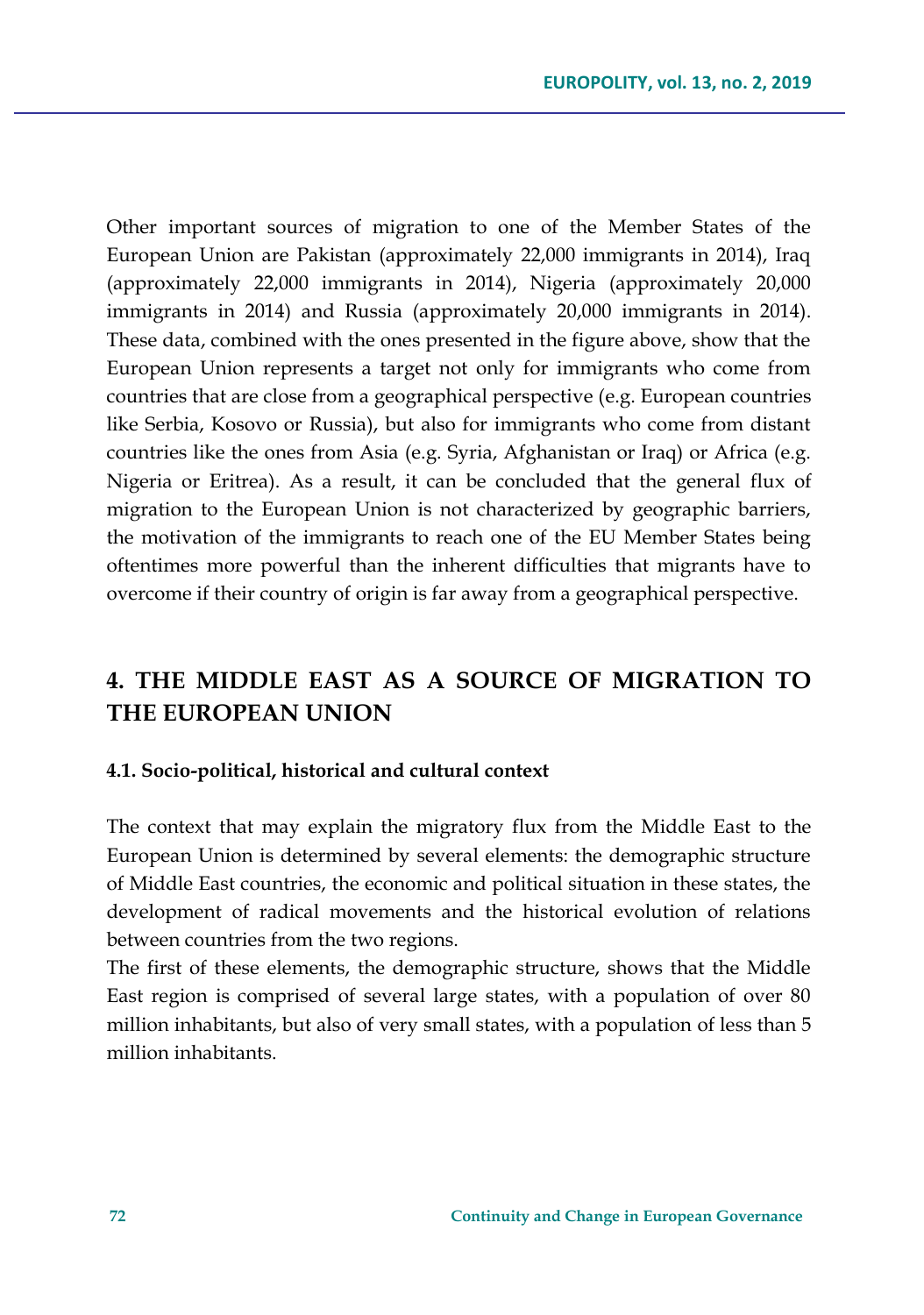Other important sources of migration to one of the Member States of the European Union are Pakistan (approximately 22,000 immigrants in 2014), Iraq (approximately 22,000 immigrants in 2014), Nigeria (approximately 20,000 immigrants in 2014) and Russia (approximately 20,000 immigrants in 2014). These data, combined with the ones presented in the figure above, show that the European Union represents a target not only for immigrants who come from countries that are close from a geographical perspective (e.g. European countries like Serbia, Kosovo or Russia), but also for immigrants who come from distant countries like the ones from Asia (e.g. Syria, Afghanistan or Iraq) or Africa (e.g. Nigeria or Eritrea). As a result, it can be concluded that the general flux of migration to the European Union is not characterized by geographic barriers, the motivation of the immigrants to reach one of the EU Member States being oftentimes more powerful than the inherent difficulties that migrants have to overcome if their country of origin is far away from a geographical perspective.

## 4. THE MIDDLE EAST AS A SOURCE OF MIGRATION TO THE EUROPEAN UNION

### 4.1. Socio-political, historical and cultural context

The context that may explain the migratory flux from the Middle East to the European Union is determined by several elements: the demographic structure of Middle East countries, the economic and political situation in these states, the development of radical movements and the historical evolution of relations between countries from the two regions.

The first of these elements, the demographic structure, shows that the Middle East region is comprised of several large states, with a population of over 80 million inhabitants, but also of very small states, with a population of less than 5 million inhabitants.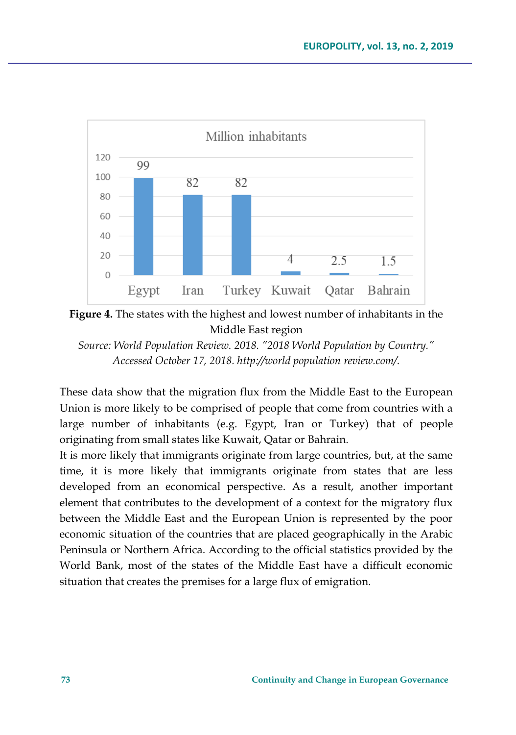| Million inhabitants | |
|---|---|
| Egypt | 99 |
| Iran | 82 |
| Turkey | 82 |
| Kuwait | 4 |
| Qatar | 2.5 |
| Bahrain | 1.5 |

**Figure 4.** The states with the highest and lowest number of inhabitants in the Middle East region

*Source: World Population Review. 2018. "2018 World Population by Country." Accessed October 17, 2018. http://world population review.com/.*

These data show that the migration flux from the Middle East to the European Union is more likely to be comprised of people that come from countries with a large number of inhabitants (e.g. Egypt, Iran or Turkey) that of people originating from small states like Kuwait, Qatar or Bahrain.

It is more likely that immigrants originate from large countries, but, at the same time, it is more likely that immigrants originate from states that are less developed from an economical perspective. As a result, another important element that contributes to the development of a context for the migratory flux between the Middle East and the European Union is represented by the poor economic situation of the countries that are placed geographically in the Arabic Peninsula or Northern Africa. According to the official statistics provided by the World Bank, most of the states of the Middle East have a difficult economic situation that creates the premises for a large flux of emigration.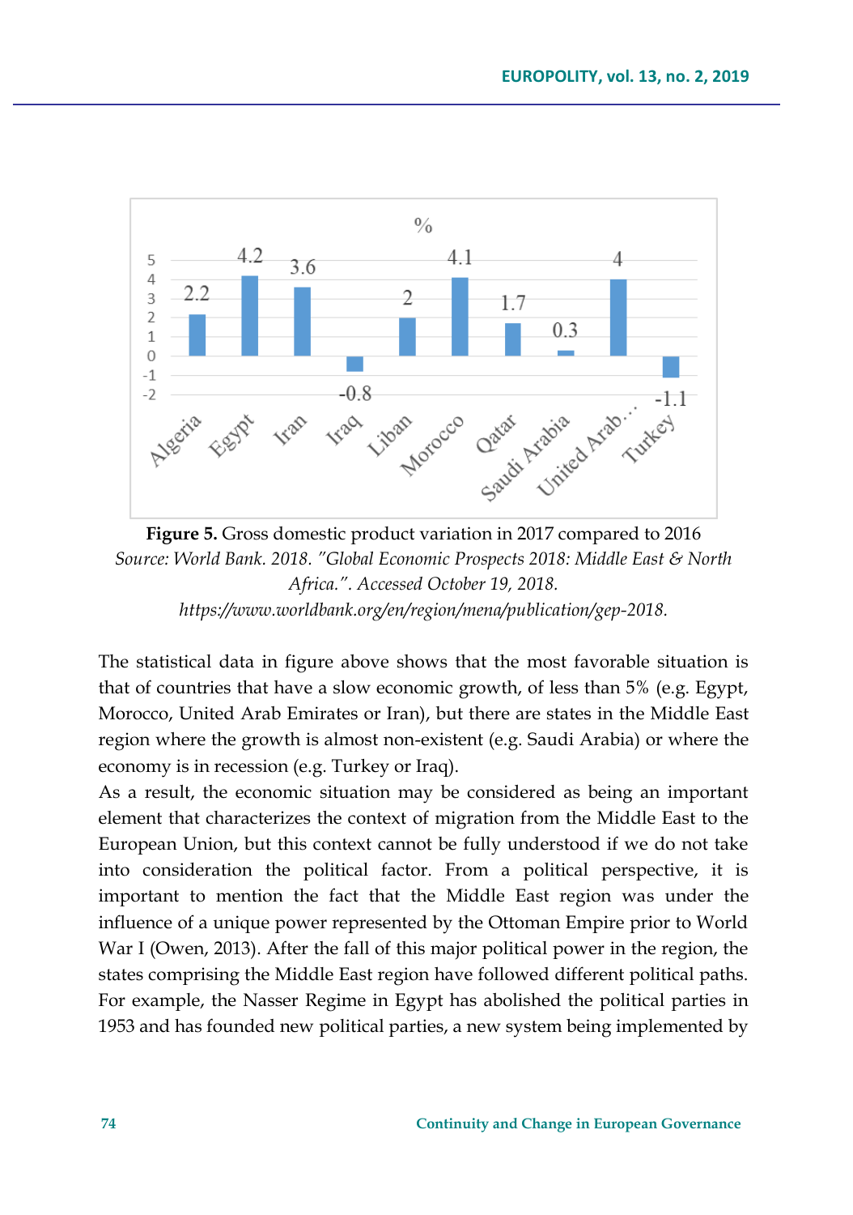**Figure 5.** Gross domestic product variation in 2017 compared to 2016
*Source: World Bank. 2018. "Global Economic Prospects 2018: Middle East & North Africa.". Accessed October 19, 2018. https://www.worldbank.org/en/region/mena/publication/gep-2018.*

The statistical data in figure above shows that the most favorable situation is that of countries that have a slow economic growth, of less than 5% (e.g. Egypt, Morocco, United Arab Emirates or Iran), but there are states in the Middle East region where the growth is almost non-existent (e.g. Saudi Arabia) or where the economy is in recession (e.g. Turkey or Iraq).

As a result, the economic situation may be considered as being an important element that characterizes the context of migration from the Middle East to the European Union, but this context cannot be fully understood if we do not take into consideration the political factor. From a political perspective, it is important to mention the fact that the Middle East region was under the influence of a unique power represented by the Ottoman Empire prior to World War I (Owen, 2013). After the fall of this major political power in the region, the states comprising the Middle East region have followed different political paths. For example, the Nasser Regime in Egypt has abolished the political parties in 1953 and has founded new political parties, a new system being implemented by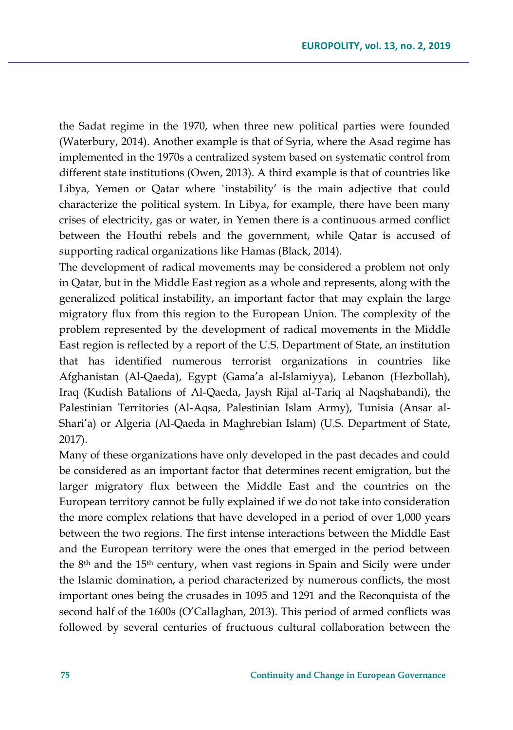the Sadat regime in the 1970, when three new political parties were founded (Waterbury, 2014). Another example is that of Syria, where the Asad regime has implemented in the 1970s a centralized system based on systematic control from different state institutions (Owen, 2013). A third example is that of countries like Libya, Yemen or Qatar where `instability' is the main adjective that could characterize the political system. In Libya, for example, there have been many crises of electricity, gas or water, in Yemen there is a continuous armed conflict between the Houthi rebels and the government, while Qatar is accused of supporting radical organizations like Hamas (Black, 2014).

The development of radical movements may be considered a problem not only in Qatar, but in the Middle East region as a whole and represents, along with the generalized political instability, an important factor that may explain the large migratory flux from this region to the European Union. The complexity of the problem represented by the development of radical movements in the Middle East region is reflected by a report of the U.S. Department of State, an institution that has identified numerous terrorist organizations in countries like Afghanistan (Al-Qaeda), Egypt (Gama'a al-Islamiyya), Lebanon (Hezbollah), Iraq (Kudish Batalions of Al-Qaeda, Jaysh Rijal al-Tariq al Naqshabandi), the Palestinian Territories (Al-Aqsa, Palestinian Islam Army), Tunisia (Ansar al-Shari'a) or Algeria (Al-Qaeda in Maghrebian Islam) (U.S. Department of State, 2017).

Many of these organizations have only developed in the past decades and could be considered as an important factor that determines recent emigration, but the larger migratory flux between the Middle East and the countries on the European territory cannot be fully explained if we do not take into consideration the more complex relations that have developed in a period of over 1,000 years between the two regions. The first intense interactions between the Middle East and the European territory were the ones that emerged in the period between the 8th and the 15th century, when vast regions in Spain and Sicily were under the Islamic domination, a period characterized by numerous conflicts, the most important ones being the crusades in 1095 and 1291 and the Reconquista of the second half of the 1600s (O'Callaghan, 2013). This period of armed conflicts was followed by several centuries of fructuous cultural collaboration between the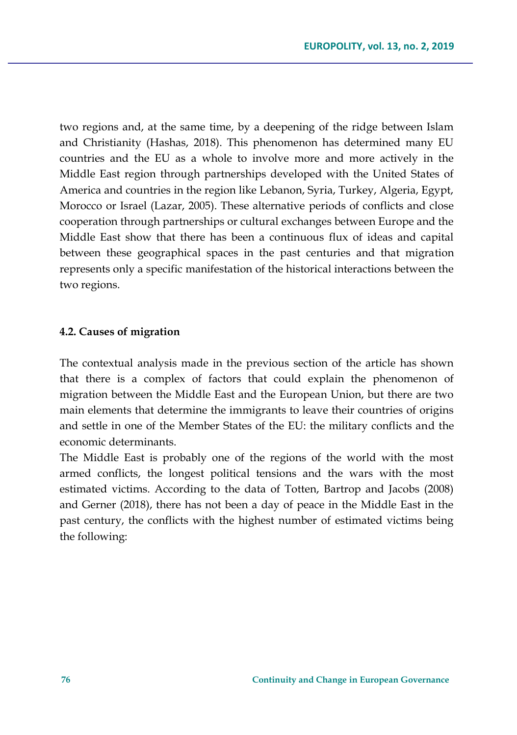two regions and, at the same time, by a deepening of the ridge between Islam and Christianity (Hashas, 2018). This phenomenon has determined many EU countries and the EU as a whole to involve more and more actively in the Middle East region through partnerships developed with the United States of America and countries in the region like Lebanon, Syria, Turkey, Algeria, Egypt, Morocco or Israel (Lazar, 2005). These alternative periods of conflicts and close cooperation through partnerships or cultural exchanges between Europe and the Middle East show that there has been a continuous flux of ideas and capital between these geographical spaces in the past centuries and that migration represents only a specific manifestation of the historical interactions between the two regions.

### 4.2. Causes of migration

The contextual analysis made in the previous section of the article has shown that there is a complex of factors that could explain the phenomenon of migration between the Middle East and the European Union, but there are two main elements that determine the immigrants to leave their countries of origins and settle in one of the Member States of the EU: the military conflicts and the economic determinants.

The Middle East is probably one of the regions of the world with the most armed conflicts, the longest political tensions and the wars with the most estimated victims. According to the data of Totten, Bartrop and Jacobs (2008) and Gerner (2018), there has not been a day of peace in the Middle East in the past century, the conflicts with the highest number of estimated victims being the following: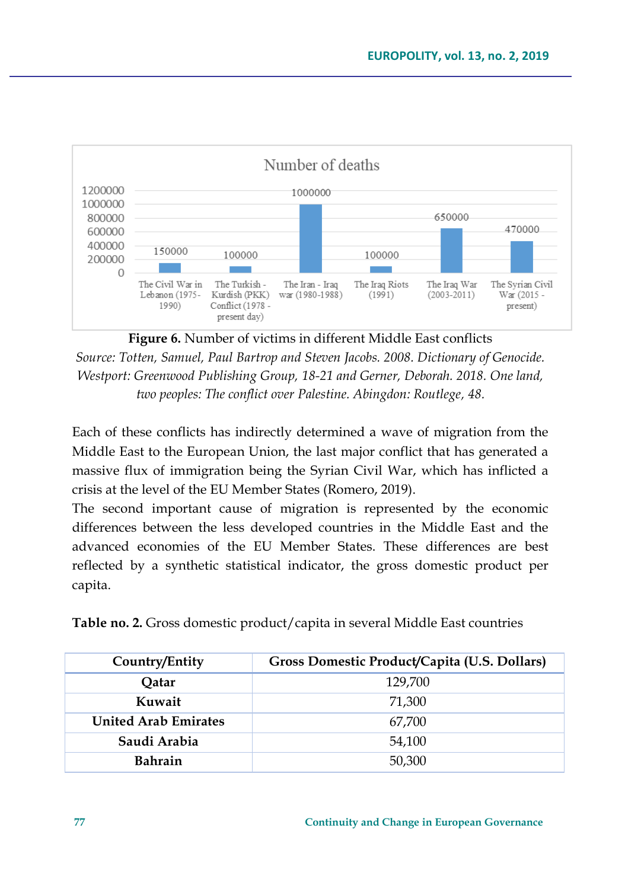Number of deaths

| Conflict | Number of deaths |
|---|---|
| The Civil War in Lebanon (1975-1990) | 150000 |
| The Turkish - Kurdish (PKK) Conflict (1978 - present day) | 100000 |
| The Iran - Iraq war (1980-1988) | 1000000 |
| The Iraq Riots (1991) | 100000 |
| The Iraq War (2003-2011) | 650000 |
| The Syrian Civil War (2015 - present) | 470000 |

**Figure 6.** Number of victims in different Middle East conflicts

*Source: Totten, Samuel, Paul Bartrop and Steven Jacobs. 2008. Dictionary of Genocide. Westport: Greenwood Publishing Group, 18-21 and Gerner, Deborah. 2018. One land, two peoples: The conflict over Palestine. Abingdon: Routlege, 48.*

Each of these conflicts has indirectly determined a wave of migration from the Middle East to the European Union, the last major conflict that has generated a massive flux of immigration being the Syrian Civil War, which has inflicted a crisis at the level of the EU Member States (Romero, 2019).

The second important cause of migration is represented by the economic differences between the less developed countries in the Middle East and the advanced economies of the EU Member States. These differences are best reflected by a synthetic statistical indicator, the gross domestic product per capita.

**Table no. 2.** Gross domestic product/capita in several Middle East countries

| Country/Entity | Gross Domestic Product/Capita (U.S. Dollars) |
|---|---|
| **Qatar** | 129,700 |
| **Kuwait** | 71,300 |
| **United Arab Emirates** | 67,700 |
| **Saudi Arabia** | 54,100 |
| **Bahrain** | 50,300 |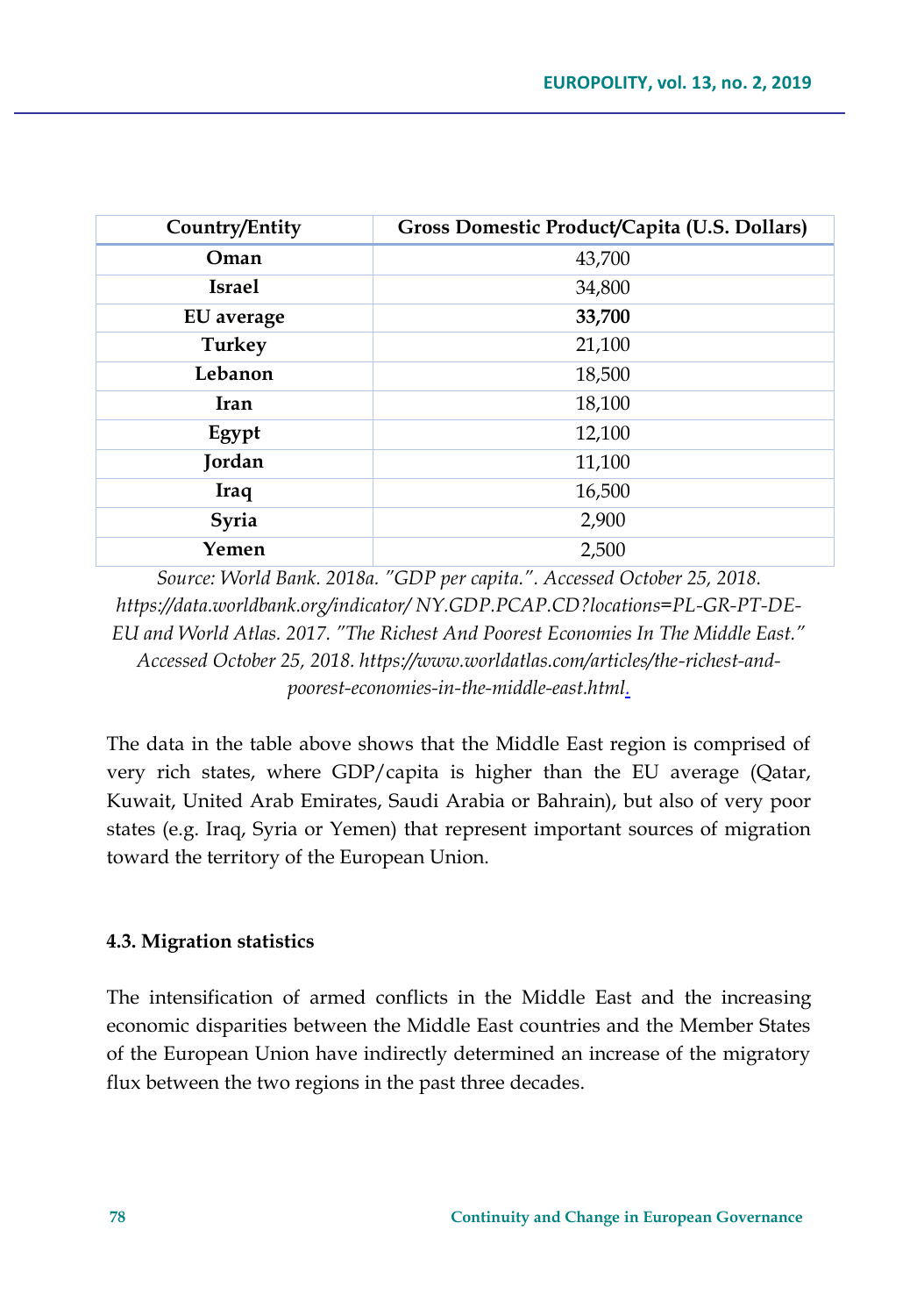| Country/Entity | Gross Domestic Product/Capita (U.S. Dollars) |
|---|---|
| **Oman** | 43,700 |
| **Israel** | 34,800 |
| **EU average** | **33,700** |
| **Turkey** | 21,100 |
| **Lebanon** | 18,500 |
| **Iran** | 18,100 |
| **Egypt** | 12,100 |
| **Jordan** | 11,100 |
| **Iraq** | 16,500 |
| **Syria** | 2,900 |
| **Yemen** | 2,500 |

*Source: World Bank. 2018a. "GDP per capita.". Accessed October 25, 2018. https://data.worldbank.org/indicator/ NY.GDP.PCAP.CD?locations=PL-GR-PT-DE-EU and World Atlas. 2017. "The Richest And Poorest Economies In The Middle East." Accessed October 25, 2018. https://www.worldatlas.com/articles/the-richest-and-poorest-economies-in-the-middle-east.html.*

The data in the table above shows that the Middle East region is comprised of very rich states, where GDP/capita is higher than the EU average (Qatar, Kuwait, United Arab Emirates, Saudi Arabia or Bahrain), but also of very poor states (e.g. Iraq, Syria or Yemen) that represent important sources of migration toward the territory of the European Union.

### 4.3. Migration statistics

The intensification of armed conflicts in the Middle East and the increasing economic disparities between the Middle East countries and the Member States of the European Union have indirectly determined an increase of the migratory flux between the two regions in the past three decades.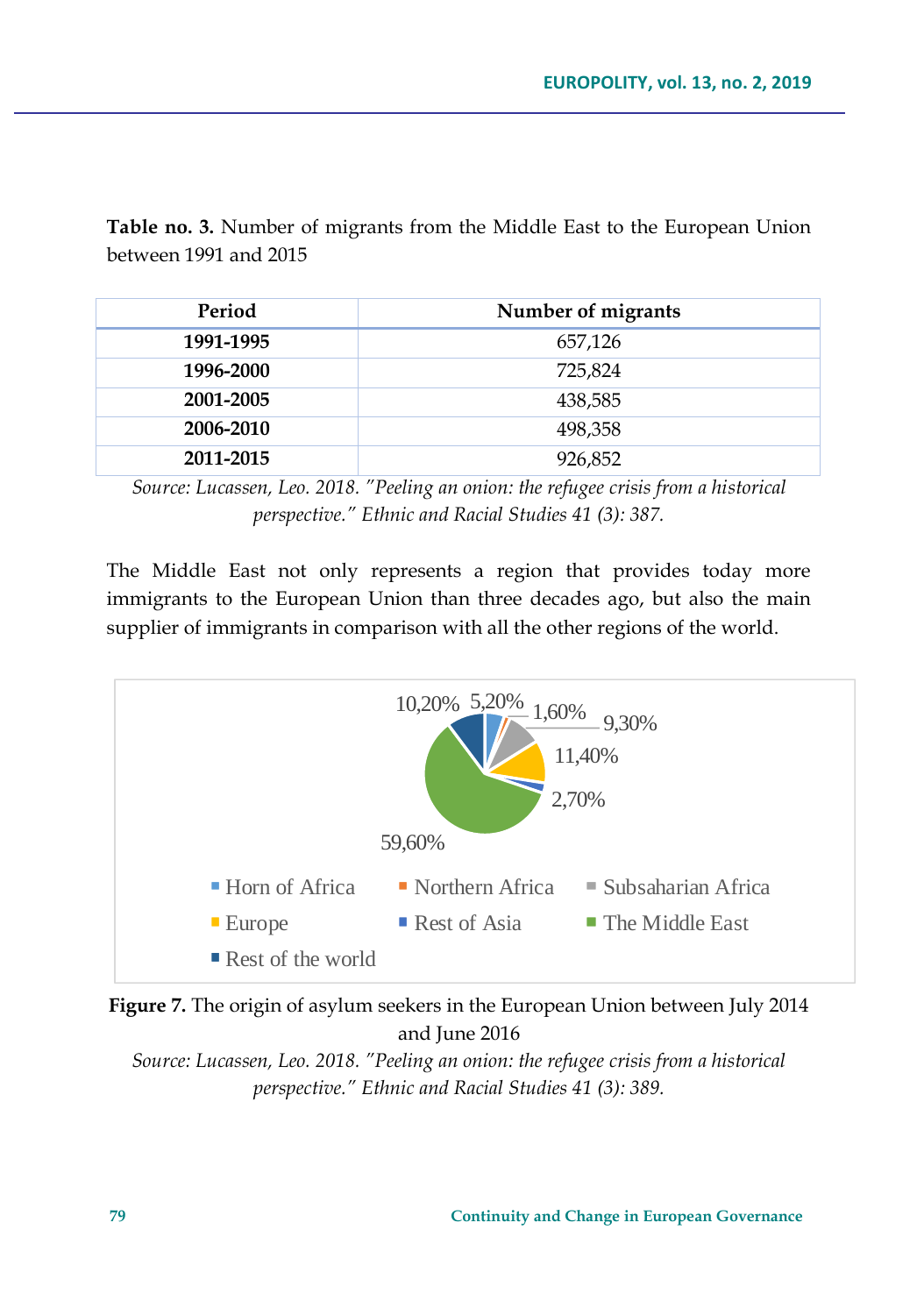**Table no. 3.** Number of migrants from the Middle East to the European Union between 1991 and 2015

| Period | Number of migrants |
|---|---|
| **1991-1995** | 657,126 |
| **1996-2000** | 725,824 |
| **2001-2005** | 438,585 |
| **2006-2010** | 498,358 |
| **2011-2015** | 926,852 |

*Source: Lucassen, Leo. 2018. "Peeling an onion: the refugee crisis from a historical perspective." Ethnic and Racial Studies 41 (3): 387.*

The Middle East not only represents a region that provides today more immigrants to the European Union than three decades ago, but also the main supplier of immigrants in comparison with all the other regions of the world.

**Figure 7.** The origin of asylum seekers in the European Union between July 2014 and June 2016

*Source: Lucassen, Leo. 2018. "Peeling an onion: the refugee crisis from a historical perspective." Ethnic and Racial Studies 41 (3): 389.*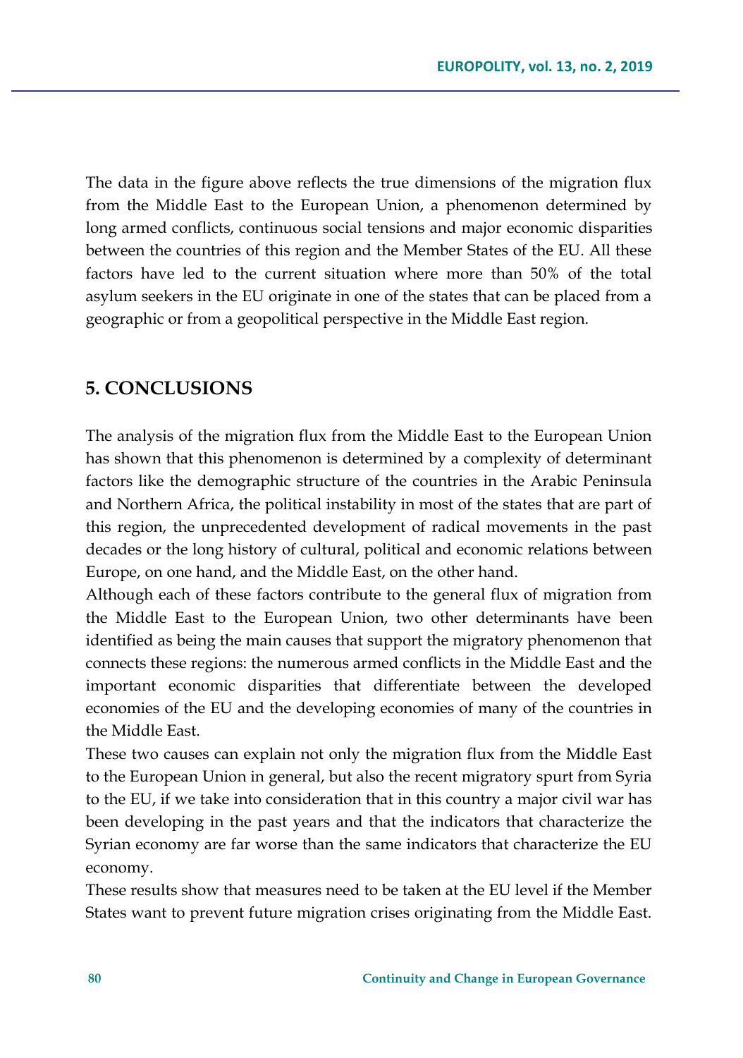The data in the figure above reflects the true dimensions of the migration flux from the Middle East to the European Union, a phenomenon determined by long armed conflicts, continuous social tensions and major economic disparities between the countries of this region and the Member States of the EU. All these factors have led to the current situation where more than 50% of the total asylum seekers in the EU originate in one of the states that can be placed from a geographic or from a geopolitical perspective in the Middle East region.

## 5. CONCLUSIONS

The analysis of the migration flux from the Middle East to the European Union has shown that this phenomenon is determined by a complexity of determinant factors like the demographic structure of the countries in the Arabic Peninsula and Northern Africa, the political instability in most of the states that are part of this region, the unprecedented development of radical movements in the past decades or the long history of cultural, political and economic relations between Europe, on one hand, and the Middle East, on the other hand.

Although each of these factors contribute to the general flux of migration from the Middle East to the European Union, two other determinants have been identified as being the main causes that support the migratory phenomenon that connects these regions: the numerous armed conflicts in the Middle East and the important economic disparities that differentiate between the developed economies of the EU and the developing economies of many of the countries in the Middle East.

These two causes can explain not only the migration flux from the Middle East to the European Union in general, but also the recent migratory spurt from Syria to the EU, if we take into consideration that in this country a major civil war has been developing in the past years and that the indicators that characterize the Syrian economy are far worse than the same indicators that characterize the EU economy.

These results show that measures need to be taken at the EU level if the Member States want to prevent future migration crises originating from the Middle East.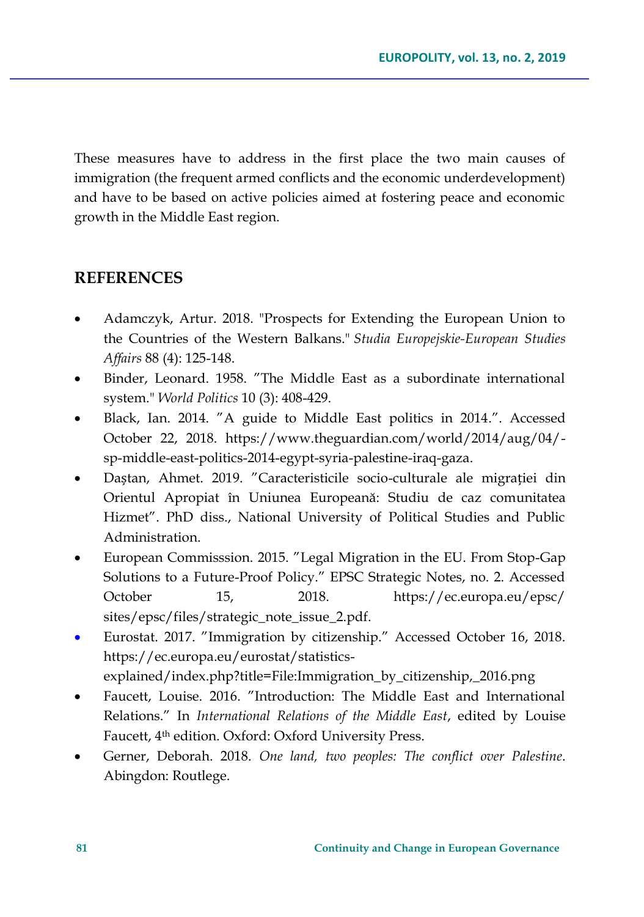These measures have to address in the first place the two main causes of immigration (the frequent armed conflicts and the economic underdevelopment) and have to be based on active policies aimed at fostering peace and economic growth in the Middle East region.

## REFERENCES

- Adamczyk, Artur. 2018. "Prospects for Extending the European Union to the Countries of the Western Balkans." *Studia Europejskie-European Studies Affairs* 88 (4): 125-148.
- Binder, Leonard. 1958. "The Middle East as a subordinate international system." *World Politics* 10 (3): 408-429.
- Black, Ian. 2014. "A guide to Middle East politics in 2014.". Accessed October 22, 2018. https://www.theguardian.com/world/2014/aug/04/-sp-middle-east-politics-2014-egypt-syria-palestine-iraq-gaza.
- Daştan, Ahmet. 2019. "Caracteristicile socio-culturale ale migrației din Orientul Apropiat în Uniunea Europeană: Studiu de caz comunitatea Hizmet". PhD diss., National University of Political Studies and Public Administration.
- European Commisssion. 2015. "Legal Migration in the EU. From Stop-Gap Solutions to a Future-Proof Policy." EPSC Strategic Notes, no. 2. Accessed October 15, 2018. https://ec.europa.eu/epsc/sites/epsc/files/strategic_note_issue_2.pdf.
- Eurostat. 2017. "Immigration by citizenship." Accessed October 16, 2018. https://ec.europa.eu/eurostat/statistics-explained/index.php?title=File:Immigration_by_citizenship,_2016.png
- Faucett, Louise. 2016. "Introduction: The Middle East and International Relations." In *International Relations of the Middle East*, edited by Louise Faucett, 4th edition. Oxford: Oxford University Press.
- Gerner, Deborah. 2018. *One land, two peoples: The conflict over Palestine*. Abingdon: Routlege.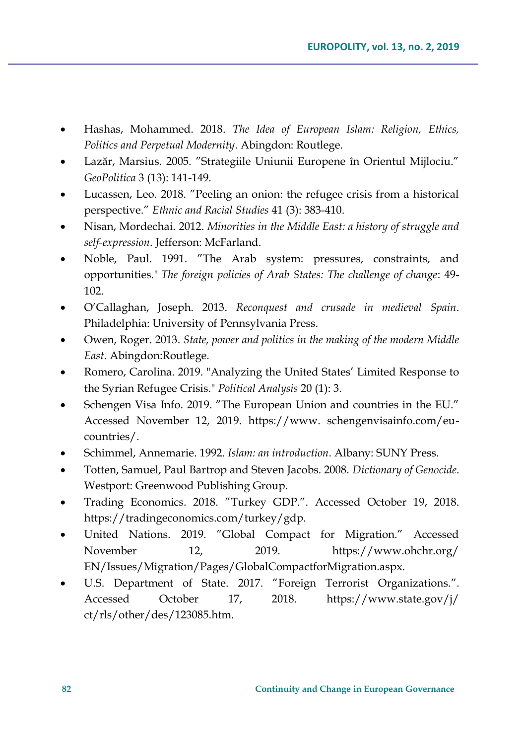- Hashas, Mohammed. 2018. *The Idea of European Islam: Religion, Ethics, Politics and Perpetual Modernity*. Abingdon: Routlege.
- Lazăr, Marsius. 2005. ”Strategiile Uniunii Europene în Orientul Mijlociu.” *GeoPolitica* 3 (13): 141-149.
- Lucassen, Leo. 2018. ”Peeling an onion: the refugee crisis from a historical perspective.” *Ethnic and Racial Studies* 41 (3): 383-410.
- Nisan, Mordechai. 2012. *Minorities in the Middle East: a history of struggle and self-expression*. Jefferson: McFarland.
- Noble, Paul. 1991. ”The Arab system: pressures, constraints, and opportunities." *The foreign policies of Arab States: The challenge of change*: 49-102.
- O'Callaghan, Joseph. 2013. *Reconquest and crusade in medieval Spain*. Philadelphia: University of Pennsylvania Press.
- Owen, Roger. 2013. *State, power and politics in the making of the modern Middle East*. Abingdon:Routlege.
- Romero, Carolina. 2019. "Analyzing the United States' Limited Response to the Syrian Refugee Crisis." *Political Analysis* 20 (1): 3.
- Schengen Visa Info. 2019. ”The European Union and countries in the EU.” Accessed November 12, 2019. https://www. schengenvisainfo.com/eu-countries/.
- Schimmel, Annemarie. 1992. *Islam: an introduction*. Albany: SUNY Press.
- Totten, Samuel, Paul Bartrop and Steven Jacobs. 2008. *Dictionary of Genocide*. Westport: Greenwood Publishing Group.
- Trading Economics. 2018. ”Turkey GDP.”. Accessed October 19, 2018. https://tradingeconomics.com/turkey/gdp.
- United Nations. 2019. ”Global Compact for Migration.” Accessed November 12, 2019. https://www.ohchr.org/EN/Issues/Migration/Pages/GlobalCompactforMigration.aspx.
- U.S. Department of State. 2017. ”Foreign Terrorist Organizations.”. Accessed October 17, 2018. https://www.state.gov/j/ct/rls/other/des/123085.htm.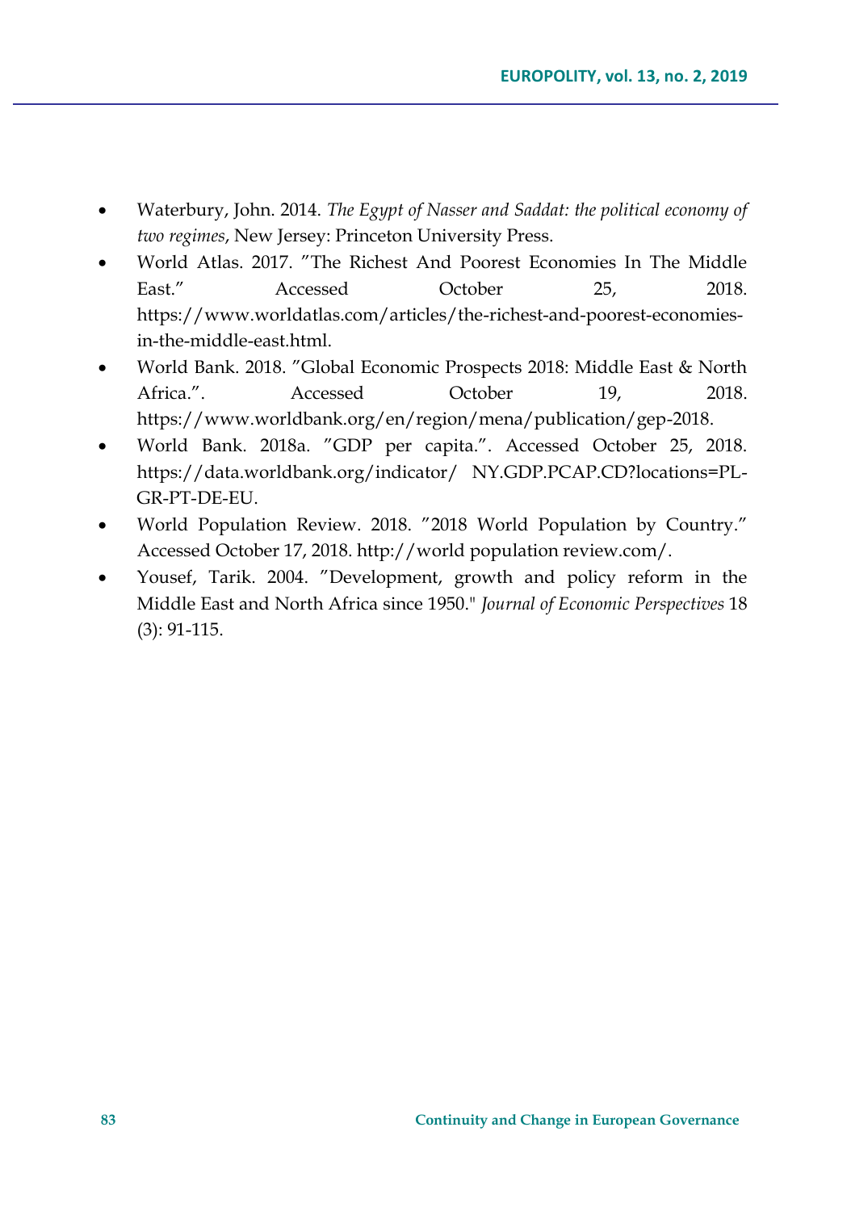- Waterbury, John. 2014. *The Egypt of Nasser and Saddat: the political economy of two regimes*, New Jersey: Princeton University Press.
- World Atlas. 2017. ”The Richest And Poorest Economies In The Middle East.” Accessed October 25, 2018. https://www.worldatlas.com/articles/the-richest-and-poorest-economies-in-the-middle-east.html.
- World Bank. 2018. ”Global Economic Prospects 2018: Middle East & North Africa.”. Accessed October 19, 2018. https://www.worldbank.org/en/region/mena/publication/gep-2018.
- World Bank. 2018a. ”GDP per capita.”. Accessed October 25, 2018. https://data.worldbank.org/indicator/ NY.GDP.PCAP.CD?locations=PL-GR-PT-DE-EU.
- World Population Review. 2018. ”2018 World Population by Country.” Accessed October 17, 2018. http://world population review.com/.
- Yousef, Tarik. 2004. ”Development, growth and policy reform in the Middle East and North Africa since 1950." *Journal of Economic Perspectives* 18 (3): 91-115.